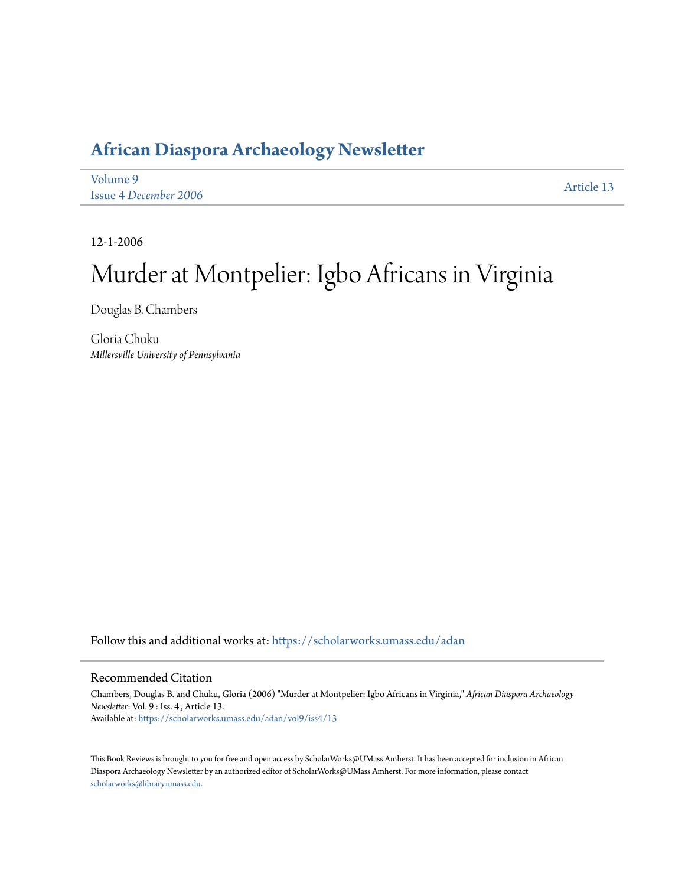# African Diaspora Archaeology Newsletter

Volume 9
Issue 4 *December 2006*

Article 13

12-1-2006

# Murder at Montpelier: Igbo Africans in Virginia

Douglas B. Chambers

Gloria Chuku
*Millersville University of Pennsylvania*

Follow this and additional works at: https://scholarworks.umass.edu/adan

## Recommended Citation

Chambers, Douglas B. and Chuku, Gloria (2006) "Murder at Montpelier: Igbo Africans in Virginia," *African Diaspora Archaeology Newsletter*: Vol. 9 : Iss. 4 , Article 13.
Available at: https://scholarworks.umass.edu/adan/vol9/iss4/13

This Book Reviews is brought to you for free and open access by ScholarWorks@UMass Amherst. It has been accepted for inclusion in African Diaspora Archaeology Newsletter by an authorized editor of ScholarWorks@UMass Amherst. For more information, please contact scholarworks@library.umass.edu.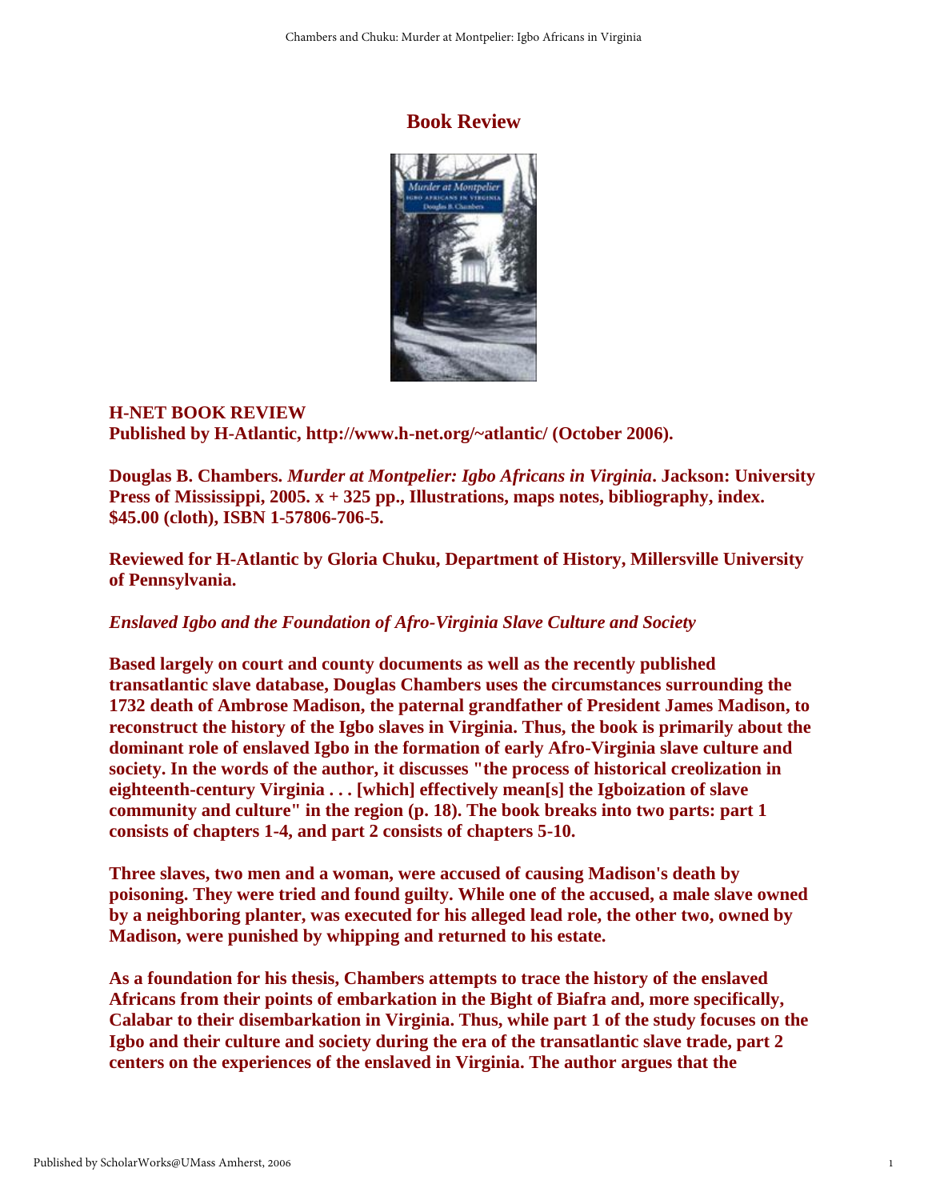# Book Review

**H-NET BOOK REVIEW**
**Published by H-Atlantic, http://www.h-net.org/~atlantic/ (October 2006).**

**Douglas B. Chambers. *Murder at Montpelier: Igbo Africans in Virginia*. Jackson: University Press of Mississippi, 2005. x + 325 pp., Illustrations, maps notes, bibliography, index. $45.00 (cloth), ISBN 1-57806-706-5.**

**Reviewed for H-Atlantic by Gloria Chuku, Department of History, Millersville University of Pennsylvania.**

***Enslaved Igbo and the Foundation of Afro-Virginia Slave Culture and Society***

**Based largely on court and county documents as well as the recently published transatlantic slave database, Douglas Chambers uses the circumstances surrounding the 1732 death of Ambrose Madison, the paternal grandfather of President James Madison, to reconstruct the history of the Igbo slaves in Virginia. Thus, the book is primarily about the dominant role of enslaved Igbo in the formation of early Afro-Virginia slave culture and society. In the words of the author, it discusses "the process of historical creolization in eighteenth-century Virginia . . . [which] effectively mean[s] the Igboization of slave community and culture" in the region (p. 18). The book breaks into two parts: part 1 consists of chapters 1-4, and part 2 consists of chapters 5-10.**

**Three slaves, two men and a woman, were accused of causing Madison's death by poisoning. They were tried and found guilty. While one of the accused, a male slave owned by a neighboring planter, was executed for his alleged lead role, the other two, owned by Madison, were punished by whipping and returned to his estate.**

**As a foundation for his thesis, Chambers attempts to trace the history of the enslaved Africans from their points of embarkation in the Bight of Biafra and, more specifically, Calabar to their disembarkation in Virginia. Thus, while part 1 of the study focuses on the Igbo and their culture and society during the era of the transatlantic slave trade, part 2 centers on the experiences of the enslaved in Virginia. The author argues that the**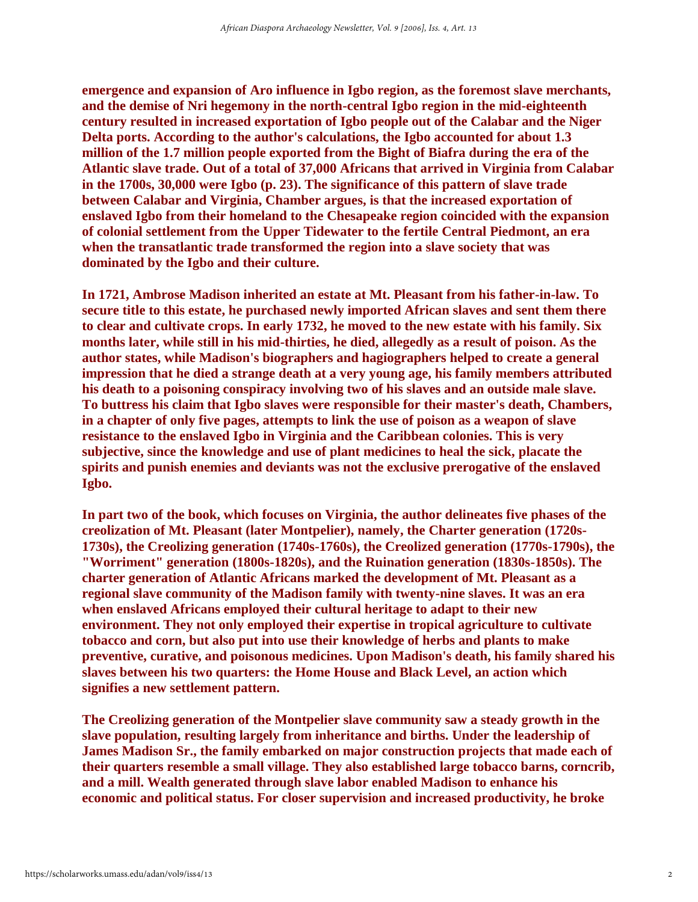emergence and expansion of Aro influence in Igbo region, as the foremost slave merchants, and the demise of Nri hegemony in the north-central Igbo region in the mid-eighteenth century resulted in increased exportation of Igbo people out of the Calabar and the Niger Delta ports. According to the author's calculations, the Igbo accounted for about 1.3 million of the 1.7 million people exported from the Bight of Biafra during the era of the Atlantic slave trade. Out of a total of 37,000 Africans that arrived in Virginia from Calabar in the 1700s, 30,000 were Igbo (p. 23). The significance of this pattern of slave trade between Calabar and Virginia, Chamber argues, is that the increased exportation of enslaved Igbo from their homeland to the Chesapeake region coincided with the expansion of colonial settlement from the Upper Tidewater to the fertile Central Piedmont, an era when the transatlantic trade transformed the region into a slave society that was dominated by the Igbo and their culture.

In 1721, Ambrose Madison inherited an estate at Mt. Pleasant from his father-in-law. To secure title to this estate, he purchased newly imported African slaves and sent them there to clear and cultivate crops. In early 1732, he moved to the new estate with his family. Six months later, while still in his mid-thirties, he died, allegedly as a result of poison. As the author states, while Madison's biographers and hagiographers helped to create a general impression that he died a strange death at a very young age, his family members attributed his death to a poisoning conspiracy involving two of his slaves and an outside male slave. To buttress his claim that Igbo slaves were responsible for their master's death, Chambers, in a chapter of only five pages, attempts to link the use of poison as a weapon of slave resistance to the enslaved Igbo in Virginia and the Caribbean colonies. This is very subjective, since the knowledge and use of plant medicines to heal the sick, placate the spirits and punish enemies and deviants was not the exclusive prerogative of the enslaved Igbo.

In part two of the book, which focuses on Virginia, the author delineates five phases of the creolization of Mt. Pleasant (later Montpelier), namely, the Charter generation (1720s-1730s), the Creolizing generation (1740s-1760s), the Creolized generation (1770s-1790s), the "Worriment" generation (1800s-1820s), and the Ruination generation (1830s-1850s). The charter generation of Atlantic Africans marked the development of Mt. Pleasant as a regional slave community of the Madison family with twenty-nine slaves. It was an era when enslaved Africans employed their cultural heritage to adapt to their new environment. They not only employed their expertise in tropical agriculture to cultivate tobacco and corn, but also put into use their knowledge of herbs and plants to make preventive, curative, and poisonous medicines. Upon Madison's death, his family shared his slaves between his two quarters: the Home House and Black Level, an action which signifies a new settlement pattern.

The Creolizing generation of the Montpelier slave community saw a steady growth in the slave population, resulting largely from inheritance and births. Under the leadership of James Madison Sr., the family embarked on major construction projects that made each of their quarters resemble a small village. They also established large tobacco barns, corncrib, and a mill. Wealth generated through slave labor enabled Madison to enhance his economic and political status. For closer supervision and increased productivity, he broke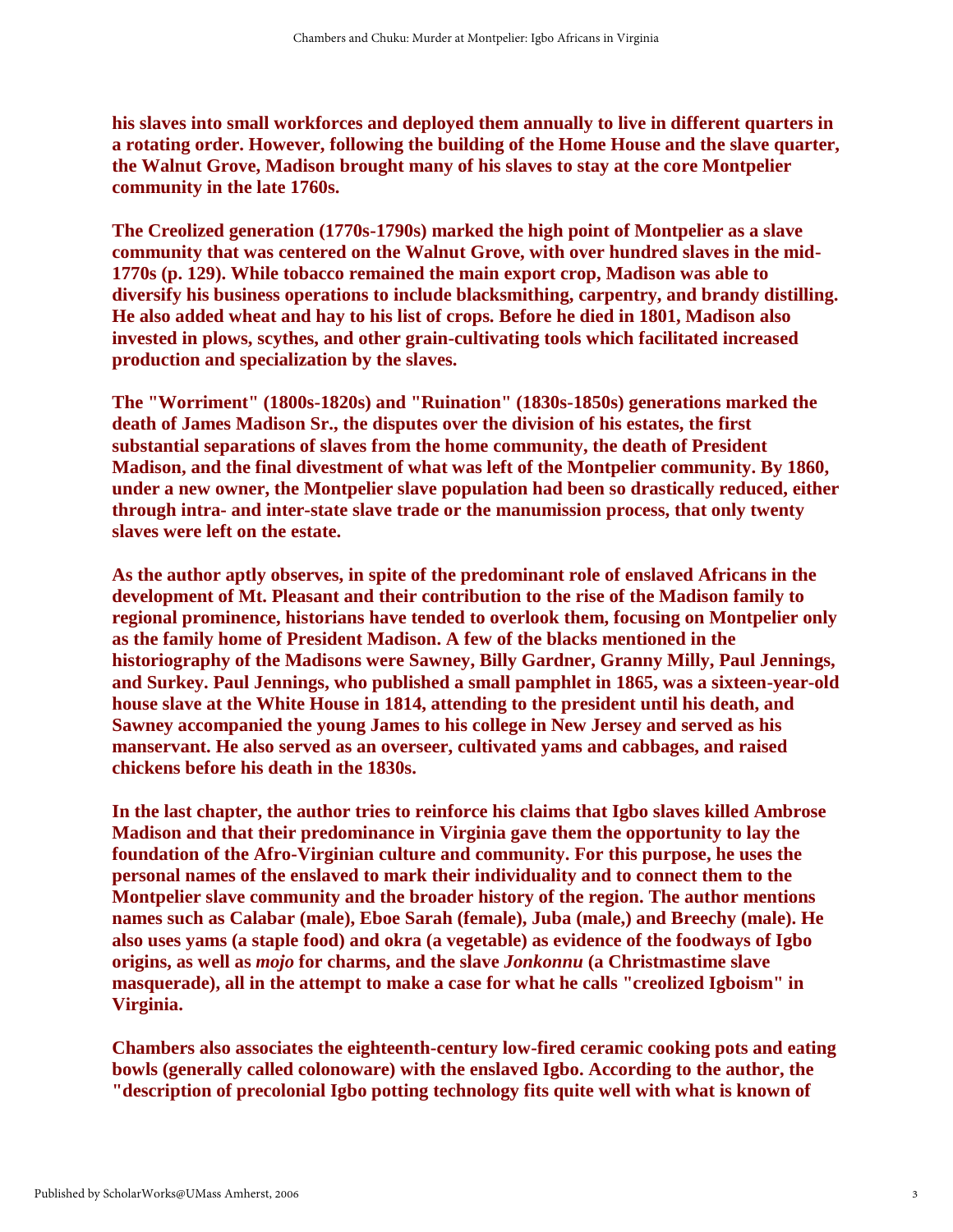his slaves into small workforces and deployed them annually to live in different quarters in a rotating order. However, following the building of the Home House and the slave quarter, the Walnut Grove, Madison brought many of his slaves to stay at the core Montpelier community in the late 1760s.

The Creolized generation (1770s-1790s) marked the high point of Montpelier as a slave community that was centered on the Walnut Grove, with over hundred slaves in the mid-1770s (p. 129). While tobacco remained the main export crop, Madison was able to diversify his business operations to include blacksmithing, carpentry, and brandy distilling. He also added wheat and hay to his list of crops. Before he died in 1801, Madison also invested in plows, scythes, and other grain-cultivating tools which facilitated increased production and specialization by the slaves.

The "Worriment" (1800s-1820s) and "Ruination" (1830s-1850s) generations marked the death of James Madison Sr., the disputes over the division of his estates, the first substantial separations of slaves from the home community, the death of President Madison, and the final divestment of what was left of the Montpelier community. By 1860, under a new owner, the Montpelier slave population had been so drastically reduced, either through intra- and inter-state slave trade or the manumission process, that only twenty slaves were left on the estate.

As the author aptly observes, in spite of the predominant role of enslaved Africans in the development of Mt. Pleasant and their contribution to the rise of the Madison family to regional prominence, historians have tended to overlook them, focusing on Montpelier only as the family home of President Madison. A few of the blacks mentioned in the historiography of the Madisons were Sawney, Billy Gardner, Granny Milly, Paul Jennings, and Surkey. Paul Jennings, who published a small pamphlet in 1865, was a sixteen-year-old house slave at the White House in 1814, attending to the president until his death, and Sawney accompanied the young James to his college in New Jersey and served as his manservant. He also served as an overseer, cultivated yams and cabbages, and raised chickens before his death in the 1830s.

In the last chapter, the author tries to reinforce his claims that Igbo slaves killed Ambrose Madison and that their predominance in Virginia gave them the opportunity to lay the foundation of the Afro-Virginian culture and community. For this purpose, he uses the personal names of the enslaved to mark their individuality and to connect them to the Montpelier slave community and the broader history of the region. The author mentions names such as Calabar (male), Eboe Sarah (female), Juba (male,) and Breechy (male). He also uses yams (a staple food) and okra (a vegetable) as evidence of the foodways of Igbo origins, as well as *mojo* for charms, and the slave *Jonkonnu* (a Christmastime slave masquerade), all in the attempt to make a case for what he calls "creolized Igboism" in Virginia.

Chambers also associates the eighteenth-century low-fired ceramic cooking pots and eating bowls (generally called colonoware) with the enslaved Igbo. According to the author, the "description of precolonial Igbo potting technology fits quite well with what is known of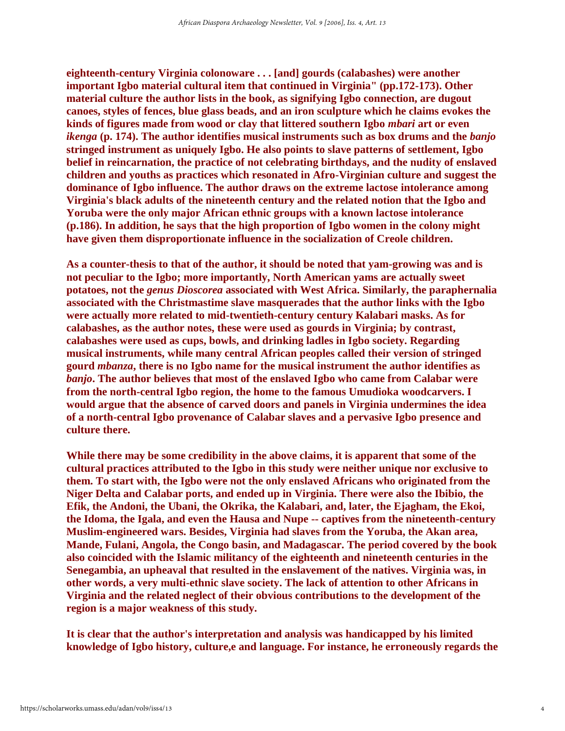eighteenth-century Virginia colonoware . . . [and] gourds (calabashes) were another important Igbo material cultural item that continued in Virginia" (pp.172-173). Other material culture the author lists in the book, as signifying Igbo connection, are dugout canoes, styles of fences, blue glass beads, and an iron sculpture which he claims evokes the kinds of figures made from wood or clay that littered southern Igbo *mbari* art or even *ikenga* (p. 174). The author identifies musical instruments such as box drums and the *banjo* stringed instrument as uniquely Igbo. He also points to slave patterns of settlement, Igbo belief in reincarnation, the practice of not celebrating birthdays, and the nudity of enslaved children and youths as practices which resonated in Afro-Virginian culture and suggest the dominance of Igbo influence. The author draws on the extreme lactose intolerance among Virginia's black adults of the nineteenth century and the related notion that the Igbo and Yoruba were the only major African ethnic groups with a known lactose intolerance (p.186). In addition, he says that the high proportion of Igbo women in the colony might have given them disproportionate influence in the socialization of Creole children.

As a counter-thesis to that of the author, it should be noted that yam-growing was and is not peculiar to the Igbo; more importantly, North American yams are actually sweet potatoes, not the *genus Dioscorea* associated with West Africa. Similarly, the paraphernalia associated with the Christmastime slave masquerades that the author links with the Igbo were actually more related to mid-twentieth-century century Kalabari masks. As for calabashes, as the author notes, these were used as gourds in Virginia; by contrast, calabashes were used as cups, bowls, and drinking ladles in Igbo society. Regarding musical instruments, while many central African peoples called their version of stringed gourd *mbanza*, there is no Igbo name for the musical instrument the author identifies as *banjo*. The author believes that most of the enslaved Igbo who came from Calabar were from the north-central Igbo region, the home to the famous Umudioka woodcarvers. I would argue that the absence of carved doors and panels in Virginia undermines the idea of a north-central Igbo provenance of Calabar slaves and a pervasive Igbo presence and culture there.

While there may be some credibility in the above claims, it is apparent that some of the cultural practices attributed to the Igbo in this study were neither unique nor exclusive to them. To start with, the Igbo were not the only enslaved Africans who originated from the Niger Delta and Calabar ports, and ended up in Virginia. There were also the Ibibio, the Efik, the Andoni, the Ubani, the Okrika, the Kalabari, and, later, the Ejagham, the Ekoi, the Idoma, the Igala, and even the Hausa and Nupe -- captives from the nineteenth-century Muslim-engineered wars. Besides, Virginia had slaves from the Yoruba, the Akan area, Mande, Fulani, Angola, the Congo basin, and Madagascar. The period covered by the book also coincided with the Islamic militancy of the eighteenth and nineteenth centuries in the Senegambia, an upheaval that resulted in the enslavement of the natives. Virginia was, in other words, a very multi-ethnic slave society. The lack of attention to other Africans in Virginia and the related neglect of their obvious contributions to the development of the region is a major weakness of this study.

It is clear that the author's interpretation and analysis was handicapped by his limited knowledge of Igbo history, culture,e and language. For instance, he erroneously regards the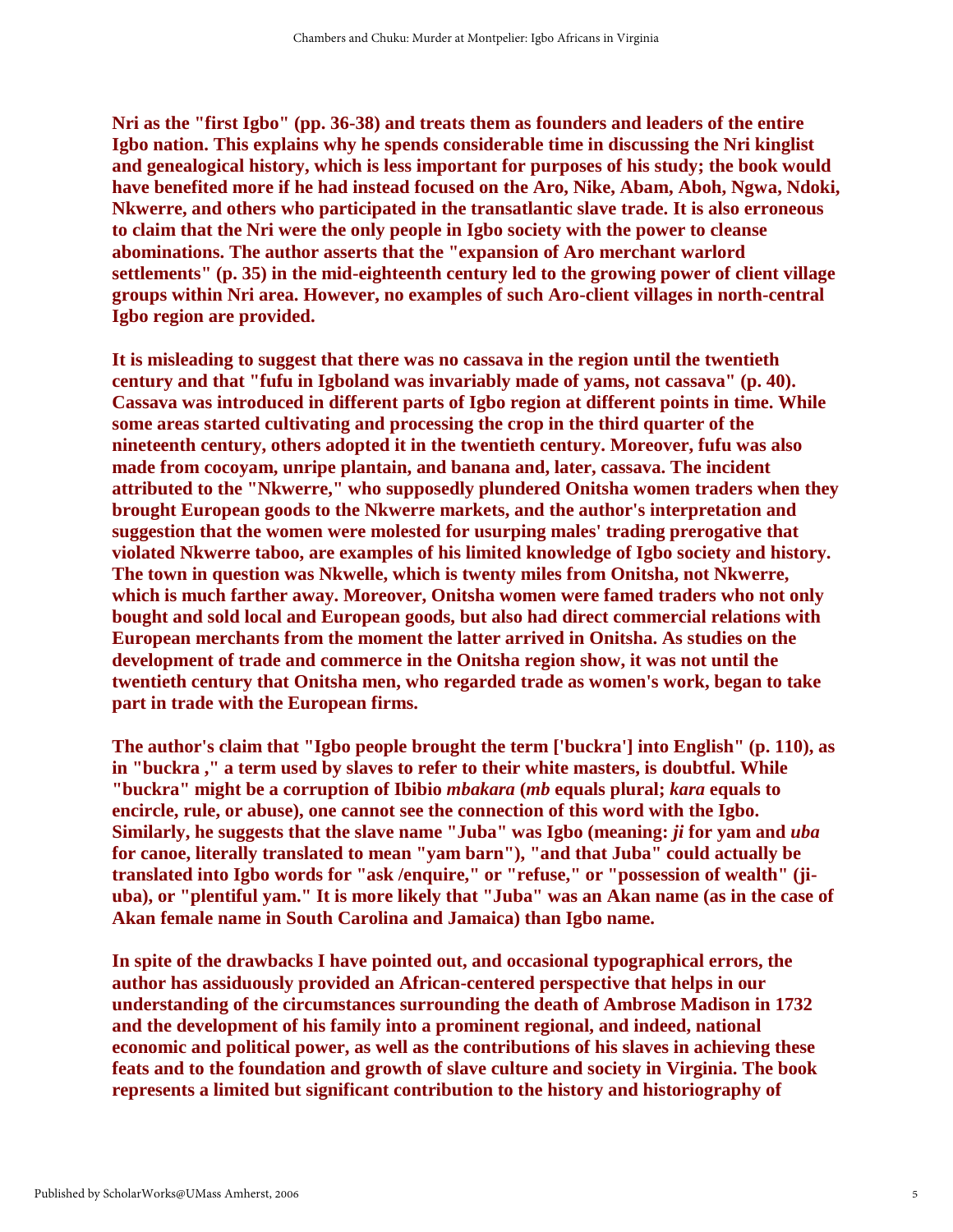**Nri as the "first Igbo" (pp. 36-38) and treats them as founders and leaders of the entire Igbo nation. This explains why he spends considerable time in discussing the Nri kinglist and genealogical history, which is less important for purposes of his study; the book would have benefited more if he had instead focused on the Aro, Nike, Abam, Aboh, Ngwa, Ndoki, Nkwerre, and others who participated in the transatlantic slave trade. It is also erroneous to claim that the Nri were the only people in Igbo society with the power to cleanse abominations. The author asserts that the "expansion of Aro merchant warlord settlements" (p. 35) in the mid-eighteenth century led to the growing power of client village groups within Nri area. However, no examples of such Aro-client villages in north-central Igbo region are provided.**

**It is misleading to suggest that there was no cassava in the region until the twentieth century and that "fufu in Igboland was invariably made of yams, not cassava" (p. 40). Cassava was introduced in different parts of Igbo region at different points in time. While some areas started cultivating and processing the crop in the third quarter of the nineteenth century, others adopted it in the twentieth century. Moreover, fufu was also made from cocoyam, unripe plantain, and banana and, later, cassava. The incident attributed to the "Nkwerre," who supposedly plundered Onitsha women traders when they brought European goods to the Nkwerre markets, and the author's interpretation and suggestion that the women were molested for usurping males' trading prerogative that violated Nkwerre taboo, are examples of his limited knowledge of Igbo society and history. The town in question was Nkwelle, which is twenty miles from Onitsha, not Nkwerre, which is much farther away. Moreover, Onitsha women were famed traders who not only bought and sold local and European goods, but also had direct commercial relations with European merchants from the moment the latter arrived in Onitsha. As studies on the development of trade and commerce in the Onitsha region show, it was not until the twentieth century that Onitsha men, who regarded trade as women's work, began to take part in trade with the European firms.**

**The author's claim that "Igbo people brought the term ['buckra'] into English" (p. 110), as in "buckra ," a term used by slaves to refer to their white masters, is doubtful. While "buckra" might be a corruption of Ibibio *mbakara* (*mb* equals plural; *kara* equals to encircle, rule, or abuse), one cannot see the connection of this word with the Igbo. Similarly, he suggests that the slave name "Juba" was Igbo (meaning: *ji* for yam and *uba* for canoe, literally translated to mean "yam barn"), "and that Juba" could actually be translated into Igbo words for "ask /enquire," or "refuse," or "possession of wealth" (ji-uba), or "plentiful yam." It is more likely that "Juba" was an Akan name (as in the case of Akan female name in South Carolina and Jamaica) than Igbo name.**

**In spite of the drawbacks I have pointed out, and occasional typographical errors, the author has assiduously provided an African-centered perspective that helps in our understanding of the circumstances surrounding the death of Ambrose Madison in 1732 and the development of his family into a prominent regional, and indeed, national economic and political power, as well as the contributions of his slaves in achieving these feats and to the foundation and growth of slave culture and society in Virginia. The book represents a limited but significant contribution to the history and historiography of**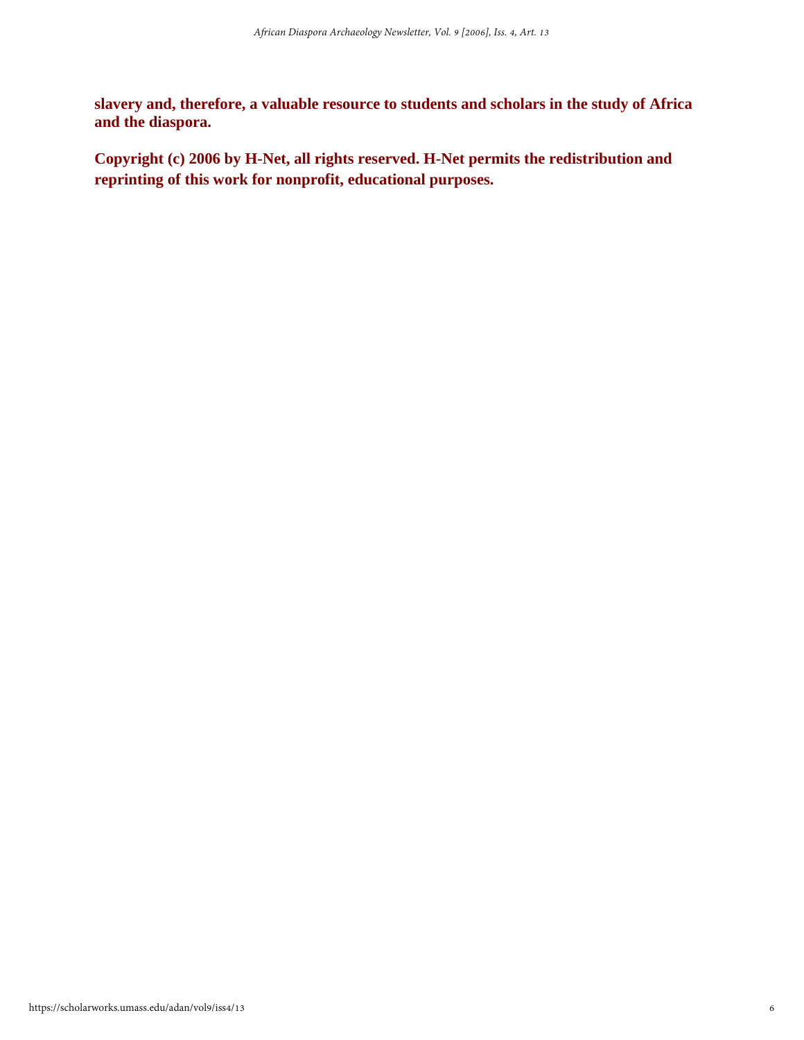**slavery and, therefore, a valuable resource to students and scholars in the study of Africa and the diaspora.**

**Copyright (c) 2006 by H-Net, all rights reserved. H-Net permits the redistribution and reprinting of this work for nonprofit, educational purposes.**